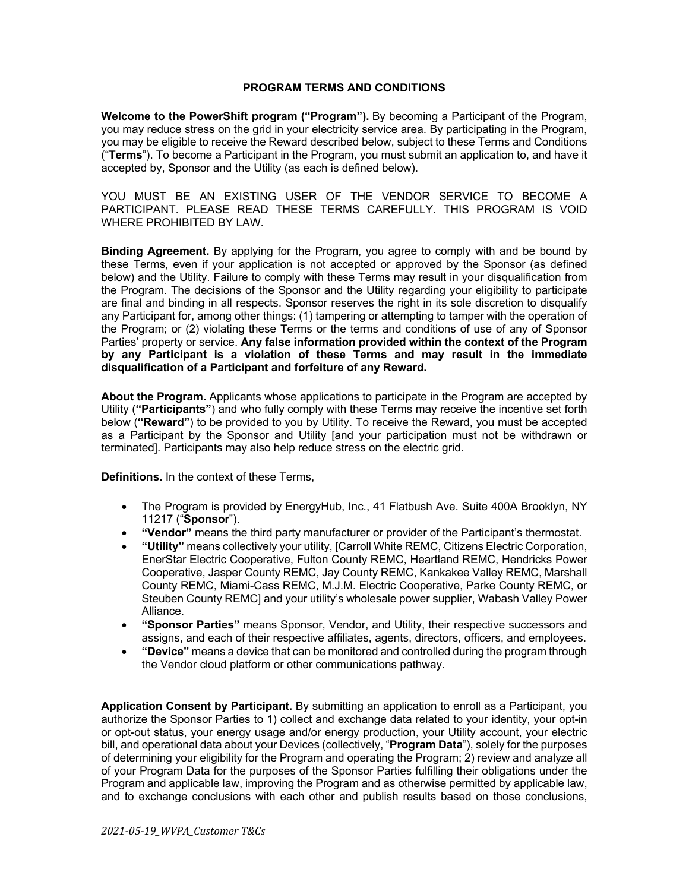# PROGRAM TERMS AND CONDITIONS

**Welcome to the PowerShift program ("Program").** By becoming a Participant of the Program, you may reduce stress on the grid in your electricity service area. By participating in the Program, you may be eligible to receive the Reward described below, subject to these Terms and Conditions ("**Terms**"). To become a Participant in the Program, you must submit an application to, and have it accepted by, Sponsor and the Utility (as each is defined below).

YOU MUST BE AN EXISTING USER OF THE VENDOR SERVICE TO BECOME A PARTICIPANT. PLEASE READ THESE TERMS CAREFULLY. THIS PROGRAM IS VOID WHERE PROHIBITED BY LAW.

**Binding Agreement.** By applying for the Program, you agree to comply with and be bound by these Terms, even if your application is not accepted or approved by the Sponsor (as defined below) and the Utility. Failure to comply with these Terms may result in your disqualification from the Program. The decisions of the Sponsor and the Utility regarding your eligibility to participate are final and binding in all respects. Sponsor reserves the right in its sole discretion to disqualify any Participant for, among other things: (1) tampering or attempting to tamper with the operation of the Program; or (2) violating these Terms or the terms and conditions of use of any of Sponsor Parties' property or service. **Any false information provided within the context of the Program by any Participant is a violation of these Terms and may result in the immediate disqualification of a Participant and forfeiture of any Reward.**

**About the Program.** Applicants whose applications to participate in the Program are accepted by Utility (**"Participants"**) and who fully comply with these Terms may receive the incentive set forth below (**"Reward"**) to be provided to you by Utility. To receive the Reward, you must be accepted as a Participant by the Sponsor and Utility [and your participation must not be withdrawn or terminated]. Participants may also help reduce stress on the electric grid.

**Definitions.** In the context of these Terms,

- The Program is provided by EnergyHub, Inc., 41 Flatbush Ave. Suite 400A Brooklyn, NY 11217 ("**Sponsor**").
- **"Vendor"** means the third party manufacturer or provider of the Participant's thermostat.
- **"Utility"** means collectively your utility, [Carroll White REMC, Citizens Electric Corporation, EnerStar Electric Cooperative, Fulton County REMC, Heartland REMC, Hendricks Power Cooperative, Jasper County REMC, Jay County REMC, Kankakee Valley REMC, Marshall County REMC, Miami-Cass REMC, M.J.M. Electric Cooperative, Parke County REMC, or Steuben County REMC] and your utility's wholesale power supplier, Wabash Valley Power Alliance.
- **"Sponsor Parties"** means Sponsor, Vendor, and Utility, their respective successors and assigns, and each of their respective affiliates, agents, directors, officers, and employees.
- **"Device"** means a device that can be monitored and controlled during the program through the Vendor cloud platform or other communications pathway.

**Application Consent by Participant.** By submitting an application to enroll as a Participant, you authorize the Sponsor Parties to 1) collect and exchange data related to your identity, your opt-in or opt-out status, your energy usage and/or energy production, your Utility account, your electric bill, and operational data about your Devices (collectively, "**Program Data**"), solely for the purposes of determining your eligibility for the Program and operating the Program; 2) review and analyze all of your Program Data for the purposes of the Sponsor Parties fulfilling their obligations under the Program and applicable law, improving the Program and as otherwise permitted by applicable law, and to exchange conclusions with each other and publish results based on those conclusions,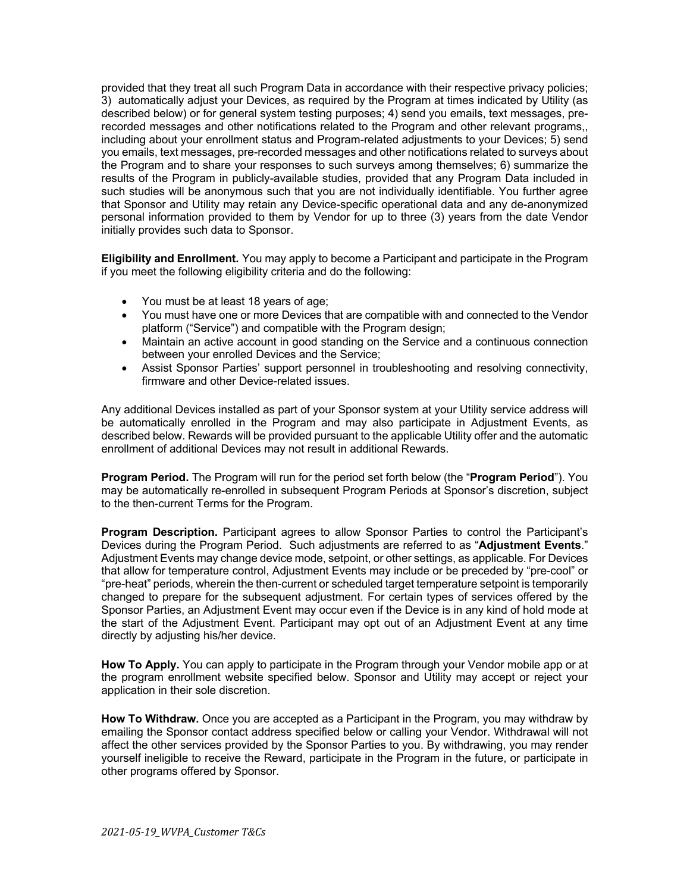provided that they treat all such Program Data in accordance with their respective privacy policies; 3) automatically adjust your Devices, as required by the Program at times indicated by Utility (as described below) or for general system testing purposes; 4) send you emails, text messages, pre-recorded messages and other notifications related to the Program and other relevant programs,, including about your enrollment status and Program-related adjustments to your Devices; 5) send you emails, text messages, pre-recorded messages and other notifications related to surveys about the Program and to share your responses to such surveys among themselves; 6) summarize the results of the Program in publicly-available studies, provided that any Program Data included in such studies will be anonymous such that you are not individually identifiable. You further agree that Sponsor and Utility may retain any Device-specific operational data and any de-anonymized personal information provided to them by Vendor for up to three (3) years from the date Vendor initially provides such data to Sponsor.

**Eligibility and Enrollment.** You may apply to become a Participant and participate in the Program if you meet the following eligibility criteria and do the following:

- You must be at least 18 years of age;
- You must have one or more Devices that are compatible with and connected to the Vendor platform ("Service") and compatible with the Program design;
- Maintain an active account in good standing on the Service and a continuous connection between your enrolled Devices and the Service;
- Assist Sponsor Parties' support personnel in troubleshooting and resolving connectivity, firmware and other Device-related issues.

Any additional Devices installed as part of your Sponsor system at your Utility service address will be automatically enrolled in the Program and may also participate in Adjustment Events, as described below. Rewards will be provided pursuant to the applicable Utility offer and the automatic enrollment of additional Devices may not result in additional Rewards.

**Program Period.** The Program will run for the period set forth below (the "**Program Period**"). You may be automatically re-enrolled in subsequent Program Periods at Sponsor's discretion, subject to the then-current Terms for the Program.

**Program Description.** Participant agrees to allow Sponsor Parties to control the Participant's Devices during the Program Period. Such adjustments are referred to as "**Adjustment Events**." Adjustment Events may change device mode, setpoint, or other settings, as applicable. For Devices that allow for temperature control, Adjustment Events may include or be preceded by "pre-cool" or "pre-heat" periods, wherein the then-current or scheduled target temperature setpoint is temporarily changed to prepare for the subsequent adjustment. For certain types of services offered by the Sponsor Parties, an Adjustment Event may occur even if the Device is in any kind of hold mode at the start of the Adjustment Event. Participant may opt out of an Adjustment Event at any time directly by adjusting his/her device.

**How To Apply.** You can apply to participate in the Program through your Vendor mobile app or at the program enrollment website specified below. Sponsor and Utility may accept or reject your application in their sole discretion.

**How To Withdraw.** Once you are accepted as a Participant in the Program, you may withdraw by emailing the Sponsor contact address specified below or calling your Vendor. Withdrawal will not affect the other services provided by the Sponsor Parties to you. By withdrawing, you may render yourself ineligible to receive the Reward, participate in the Program in the future, or participate in other programs offered by Sponsor.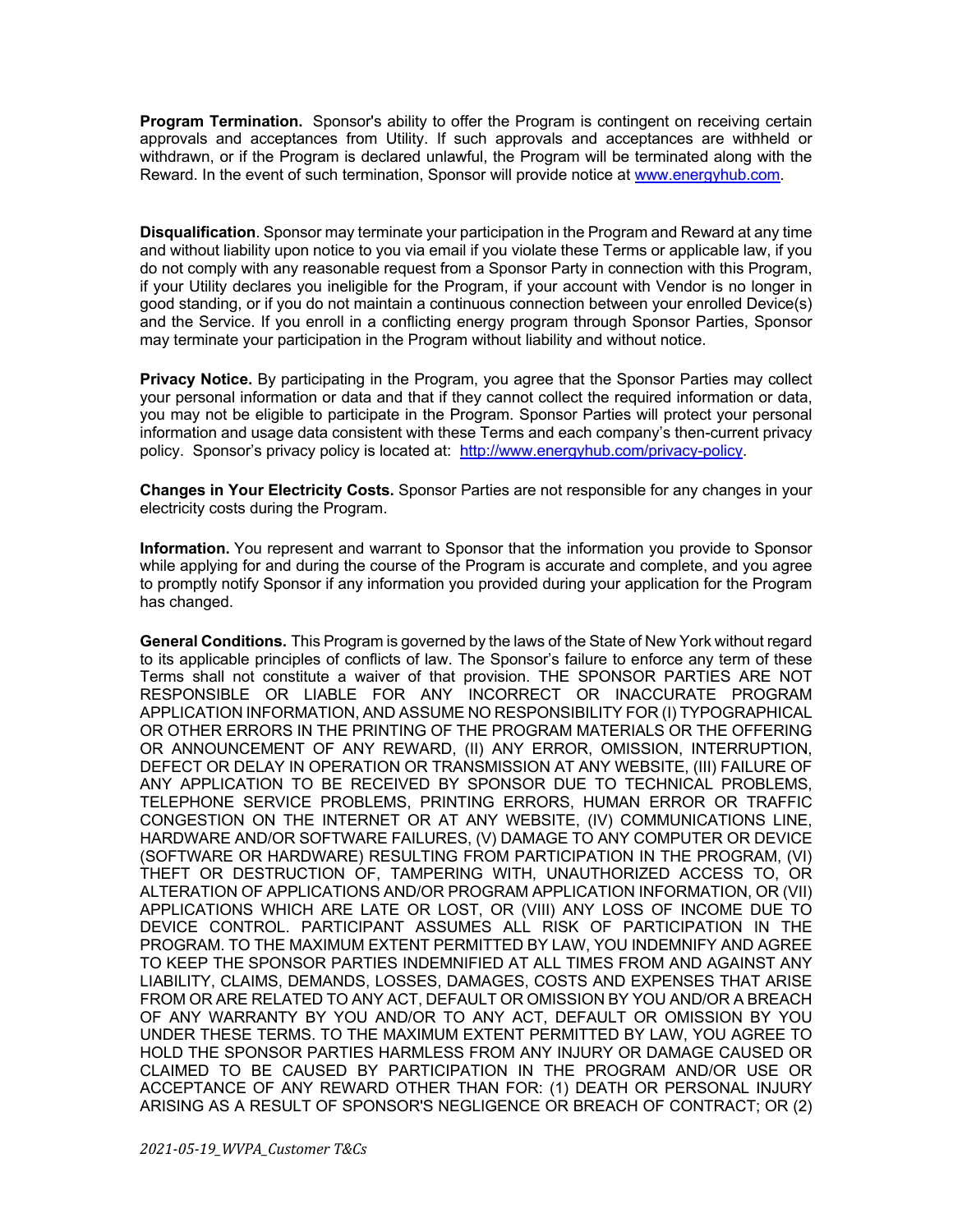**Program Termination.** Sponsor's ability to offer the Program is contingent on receiving certain approvals and acceptances from Utility. If such approvals and acceptances are withheld or withdrawn, or if the Program is declared unlawful, the Program will be terminated along with the Reward. In the event of such termination, Sponsor will provide notice at [www.energyhub.com](http://www.energyhub.com).

**Disqualification**. Sponsor may terminate your participation in the Program and Reward at any time and without liability upon notice to you via email if you violate these Terms or applicable law, if you do not comply with any reasonable request from a Sponsor Party in connection with this Program, if your Utility declares you ineligible for the Program, if your account with Vendor is no longer in good standing, or if you do not maintain a continuous connection between your enrolled Device(s) and the Service. If you enroll in a conflicting energy program through Sponsor Parties, Sponsor may terminate your participation in the Program without liability and without notice.

**Privacy Notice.** By participating in the Program, you agree that the Sponsor Parties may collect your personal information or data and that if they cannot collect the required information or data, you may not be eligible to participate in the Program. Sponsor Parties will protect your personal information and usage data consistent with these Terms and each company's then-current privacy policy. Sponsor's privacy policy is located at: [http://www.energyhub.com/privacy-policy](http://www.energyhub.com/privacy-policy).

**Changes in Your Electricity Costs.** Sponsor Parties are not responsible for any changes in your electricity costs during the Program.

**Information.** You represent and warrant to Sponsor that the information you provide to Sponsor while applying for and during the course of the Program is accurate and complete, and you agree to promptly notify Sponsor if any information you provided during your application for the Program has changed.

**General Conditions.** This Program is governed by the laws of the State of New York without regard to its applicable principles of conflicts of law. The Sponsor's failure to enforce any term of these Terms shall not constitute a waiver of that provision. THE SPONSOR PARTIES ARE NOT RESPONSIBLE OR LIABLE FOR ANY INCORRECT OR INACCURATE PROGRAM APPLICATION INFORMATION, AND ASSUME NO RESPONSIBILITY FOR (I) TYPOGRAPHICAL OR OTHER ERRORS IN THE PRINTING OF THE PROGRAM MATERIALS OR THE OFFERING OR ANNOUNCEMENT OF ANY REWARD, (II) ANY ERROR, OMISSION, INTERRUPTION, DEFECT OR DELAY IN OPERATION OR TRANSMISSION AT ANY WEBSITE, (III) FAILURE OF ANY APPLICATION TO BE RECEIVED BY SPONSOR DUE TO TECHNICAL PROBLEMS, TELEPHONE SERVICE PROBLEMS, PRINTING ERRORS, HUMAN ERROR OR TRAFFIC CONGESTION ON THE INTERNET OR AT ANY WEBSITE, (IV) COMMUNICATIONS LINE, HARDWARE AND/OR SOFTWARE FAILURES, (V) DAMAGE TO ANY COMPUTER OR DEVICE (SOFTWARE OR HARDWARE) RESULTING FROM PARTICIPATION IN THE PROGRAM, (VI) THEFT OR DESTRUCTION OF, TAMPERING WITH, UNAUTHORIZED ACCESS TO, OR ALTERATION OF APPLICATIONS AND/OR PROGRAM APPLICATION INFORMATION, OR (VII) APPLICATIONS WHICH ARE LATE OR LOST, OR (VIII) ANY LOSS OF INCOME DUE TO DEVICE CONTROL. PARTICIPANT ASSUMES ALL RISK OF PARTICIPATION IN THE PROGRAM. TO THE MAXIMUM EXTENT PERMITTED BY LAW, YOU INDEMNIFY AND AGREE TO KEEP THE SPONSOR PARTIES INDEMNIFIED AT ALL TIMES FROM AND AGAINST ANY LIABILITY, CLAIMS, DEMANDS, LOSSES, DAMAGES, COSTS AND EXPENSES THAT ARISE FROM OR ARE RELATED TO ANY ACT, DEFAULT OR OMISSION BY YOU AND/OR A BREACH OF ANY WARRANTY BY YOU AND/OR TO ANY ACT, DEFAULT OR OMISSION BY YOU UNDER THESE TERMS. TO THE MAXIMUM EXTENT PERMITTED BY LAW, YOU AGREE TO HOLD THE SPONSOR PARTIES HARMLESS FROM ANY INJURY OR DAMAGE CAUSED OR CLAIMED TO BE CAUSED BY PARTICIPATION IN THE PROGRAM AND/OR USE OR ACCEPTANCE OF ANY REWARD OTHER THAN FOR: (1) DEATH OR PERSONAL INJURY ARISING AS A RESULT OF SPONSOR'S NEGLIGENCE OR BREACH OF CONTRACT; OR (2)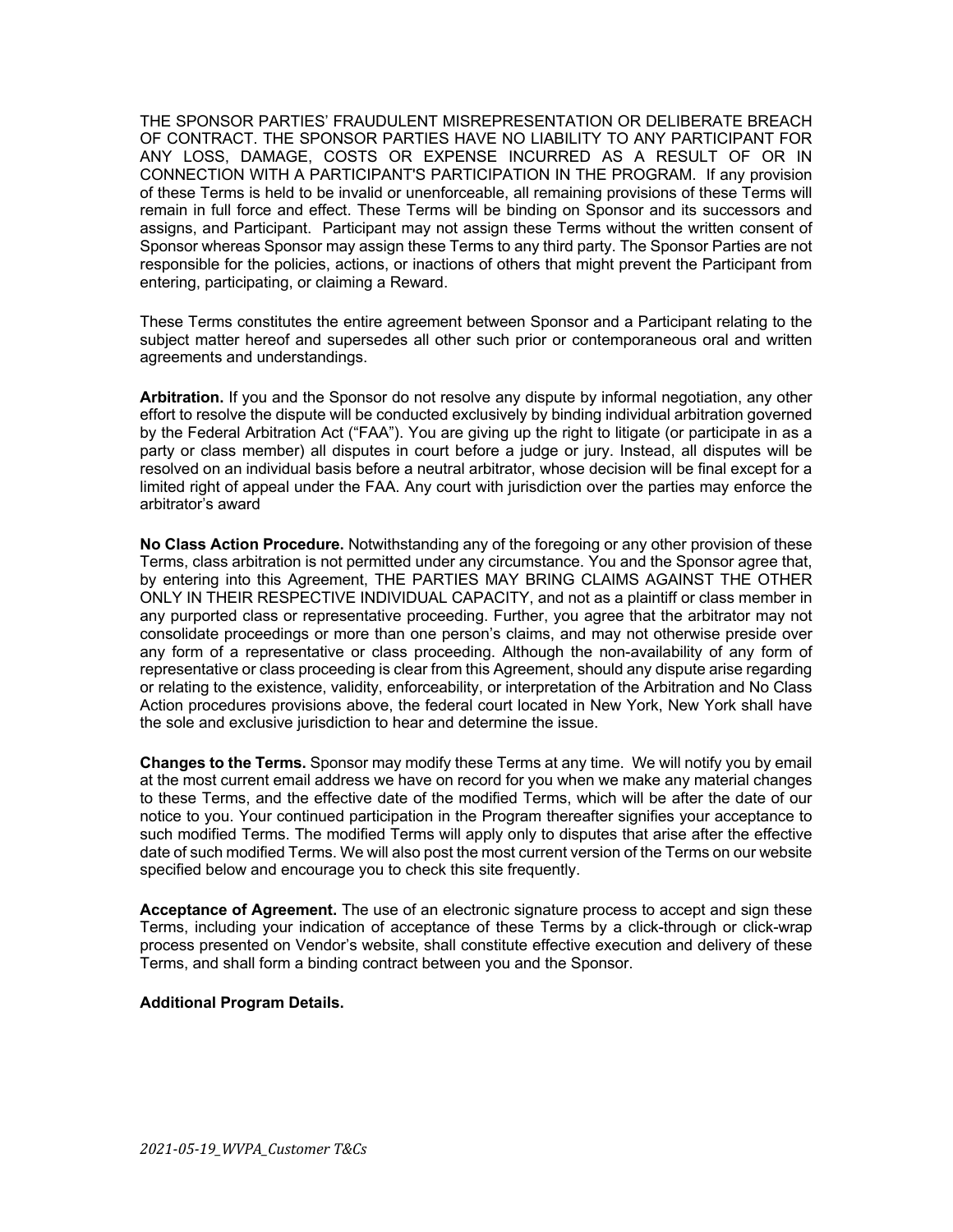THE SPONSOR PARTIES' FRAUDULENT MISREPRESENTATION OR DELIBERATE BREACH OF CONTRACT. THE SPONSOR PARTIES HAVE NO LIABILITY TO ANY PARTICIPANT FOR ANY LOSS, DAMAGE, COSTS OR EXPENSE INCURRED AS A RESULT OF OR IN CONNECTION WITH A PARTICIPANT'S PARTICIPATION IN THE PROGRAM. If any provision of these Terms is held to be invalid or unenforceable, all remaining provisions of these Terms will remain in full force and effect. These Terms will be binding on Sponsor and its successors and assigns, and Participant. Participant may not assign these Terms without the written consent of Sponsor whereas Sponsor may assign these Terms to any third party. The Sponsor Parties are not responsible for the policies, actions, or inactions of others that might prevent the Participant from entering, participating, or claiming a Reward.

These Terms constitutes the entire agreement between Sponsor and a Participant relating to the subject matter hereof and supersedes all other such prior or contemporaneous oral and written agreements and understandings.

**Arbitration.** If you and the Sponsor do not resolve any dispute by informal negotiation, any other effort to resolve the dispute will be conducted exclusively by binding individual arbitration governed by the Federal Arbitration Act ("FAA"). You are giving up the right to litigate (or participate in as a party or class member) all disputes in court before a judge or jury. Instead, all disputes will be resolved on an individual basis before a neutral arbitrator, whose decision will be final except for a limited right of appeal under the FAA. Any court with jurisdiction over the parties may enforce the arbitrator's award

**No Class Action Procedure.** Notwithstanding any of the foregoing or any other provision of these Terms, class arbitration is not permitted under any circumstance. You and the Sponsor agree that, by entering into this Agreement, THE PARTIES MAY BRING CLAIMS AGAINST THE OTHER ONLY IN THEIR RESPECTIVE INDIVIDUAL CAPACITY, and not as a plaintiff or class member in any purported class or representative proceeding. Further, you agree that the arbitrator may not consolidate proceedings or more than one person's claims, and may not otherwise preside over any form of a representative or class proceeding. Although the non-availability of any form of representative or class proceeding is clear from this Agreement, should any dispute arise regarding or relating to the existence, validity, enforceability, or interpretation of the Arbitration and No Class Action procedures provisions above, the federal court located in New York, New York shall have the sole and exclusive jurisdiction to hear and determine the issue.

**Changes to the Terms.** Sponsor may modify these Terms at any time. We will notify you by email at the most current email address we have on record for you when we make any material changes to these Terms, and the effective date of the modified Terms, which will be after the date of our notice to you. Your continued participation in the Program thereafter signifies your acceptance to such modified Terms. The modified Terms will apply only to disputes that arise after the effective date of such modified Terms. We will also post the most current version of the Terms on our website specified below and encourage you to check this site frequently.

**Acceptance of Agreement.** The use of an electronic signature process to accept and sign these Terms, including your indication of acceptance of these Terms by a click-through or click-wrap process presented on Vendor's website, shall constitute effective execution and delivery of these Terms, and shall form a binding contract between you and the Sponsor.

**Additional Program Details.**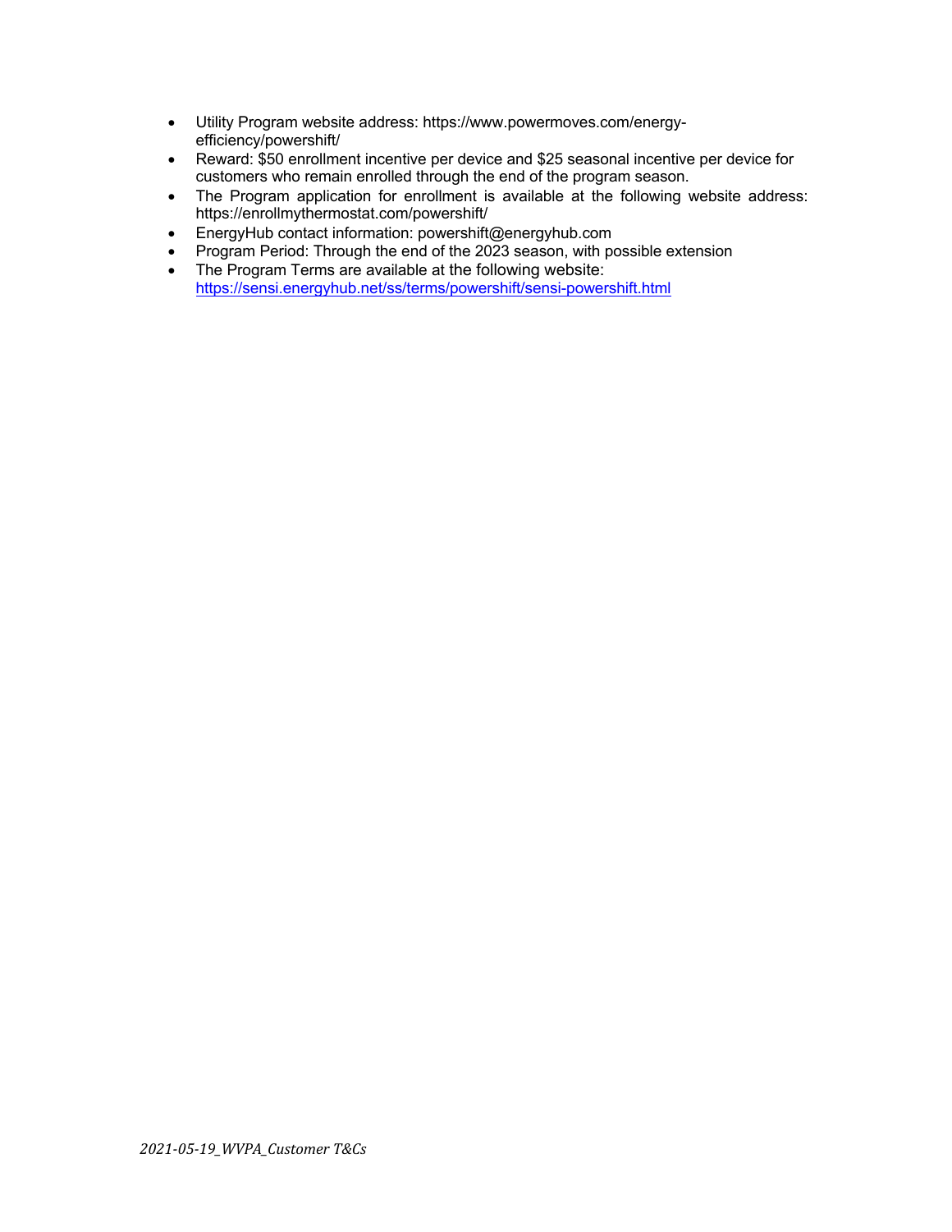- Utility Program website address: https://www.powermoves.com/energy-efficiency/powershift/
- Reward: $50 enrollment incentive per device and $25 seasonal incentive per device for customers who remain enrolled through the end of the program season.
- The Program application for enrollment is available at the following website address: https://enrollmythermostat.com/powershift/
- EnergyHub contact information: powershift@energyhub.com
- Program Period: Through the end of the 2023 season, with possible extension
- The Program Terms are available at the following website: https://sensi.energyhub.net/ss/terms/powershift/sensi-powershift.html